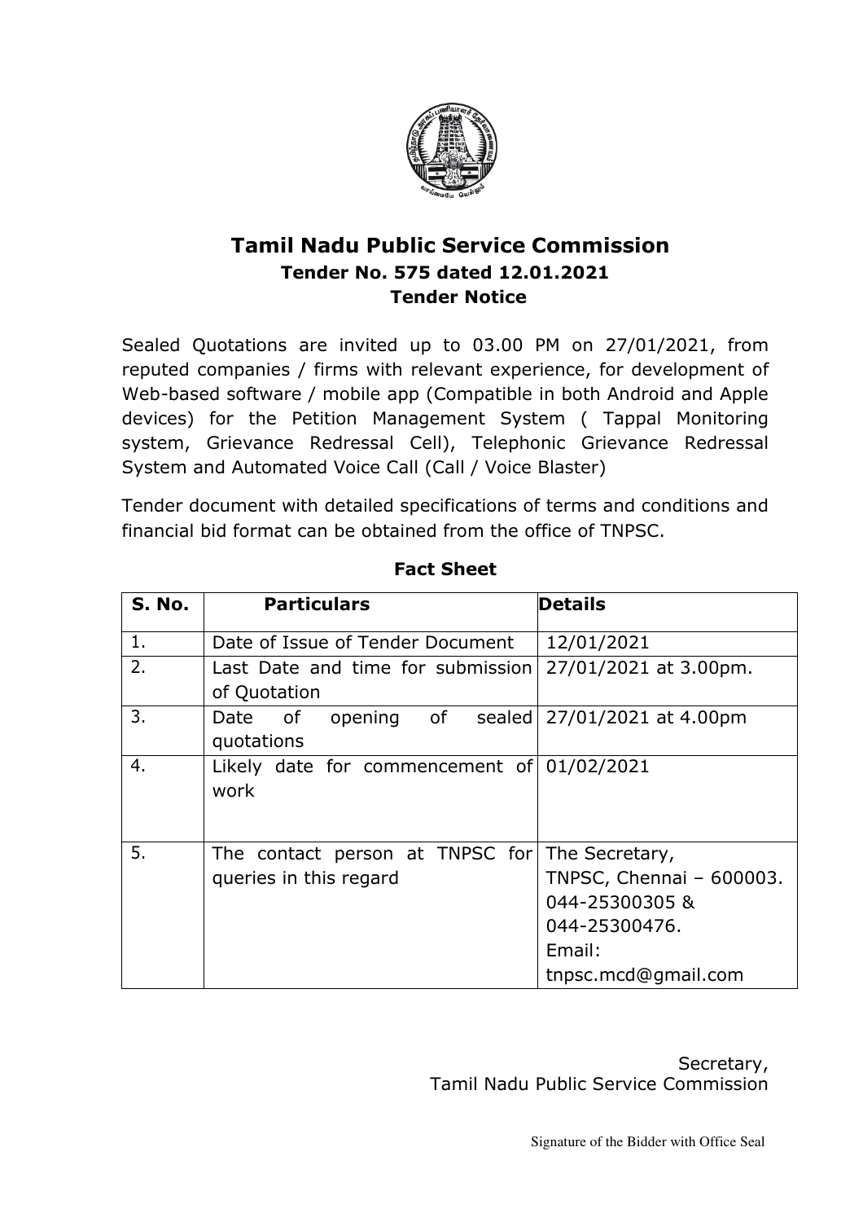# Tamil Nadu Public Service Commission

## Tender No. 575 dated 12.01.2021

## Tender Notice

Sealed Quotations are invited up to 03.00 PM on 27/01/2021, from reputed companies / firms with relevant experience, for development of Web-based software / mobile app (Compatible in both Android and Apple devices) for the Petition Management System ( Tappal Monitoring system, Grievance Redressal Cell), Telephonic Grievance Redressal System and Automated Voice Call (Call / Voice Blaster)

Tender document with detailed specifications of terms and conditions and financial bid format can be obtained from the office of TNPSC.

**Fact Sheet**

| S. No. | Particulars | Details |
|---|---|---|
| 1. | Date of Issue of Tender Document | 12/01/2021 |
| 2. | Last Date and time for submission of Quotation | 27/01/2021 at 3.00pm. |
| 3. | Date of opening of sealed quotations | 27/01/2021 at 4.00pm |
| 4. | Likely date for commencement of work | 01/02/2021 |
| 5. | The contact person at TNPSC for queries in this regard | The Secretary, TNPSC, Chennai – 600003. 044-25300305 & 044-25300476. Email: tnpsc.mcd@gmail.com |

Secretary,
Tamil Nadu Public Service Commission

Signature of the Bidder with Office Seal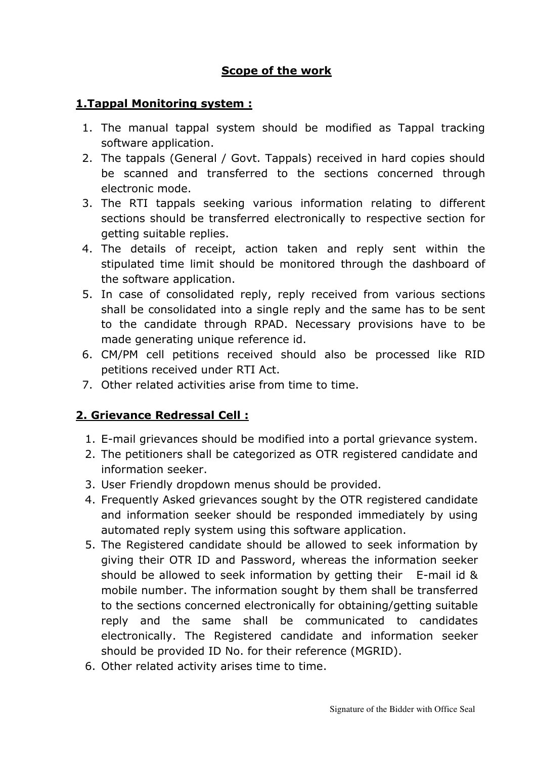# Scope of the work

## 1.Tappal Monitoring system :

1. The manual tappal system should be modified as Tappal tracking software application.
2. The tappals (General / Govt. Tappals) received in hard copies should be scanned and transferred to the sections concerned through electronic mode.
3. The RTI tappals seeking various information relating to different sections should be transferred electronically to respective section for getting suitable replies.
4. The details of receipt, action taken and reply sent within the stipulated time limit should be monitored through the dashboard of the software application.
5. In case of consolidated reply, reply received from various sections shall be consolidated into a single reply and the same has to be sent to the candidate through RPAD. Necessary provisions have to be made generating unique reference id.
6. CM/PM cell petitions received should also be processed like RID petitions received under RTI Act.
7. Other related activities arise from time to time.

## 2. Grievance Redressal Cell :

1. E-mail grievances should be modified into a portal grievance system.
2. The petitioners shall be categorized as OTR registered candidate and information seeker.
3. User Friendly dropdown menus should be provided.
4. Frequently Asked grievances sought by the OTR registered candidate and information seeker should be responded immediately by using automated reply system using this software application.
5. The Registered candidate should be allowed to seek information by giving their OTR ID and Password, whereas the information seeker should be allowed to seek information by getting their E-mail id & mobile number. The information sought by them shall be transferred to the sections concerned electronically for obtaining/getting suitable reply and the same shall be communicated to candidates electronically. The Registered candidate and information seeker should be provided ID No. for their reference (MGRID).
6. Other related activity arises time to time.

Signature of the Bidder with Office Seal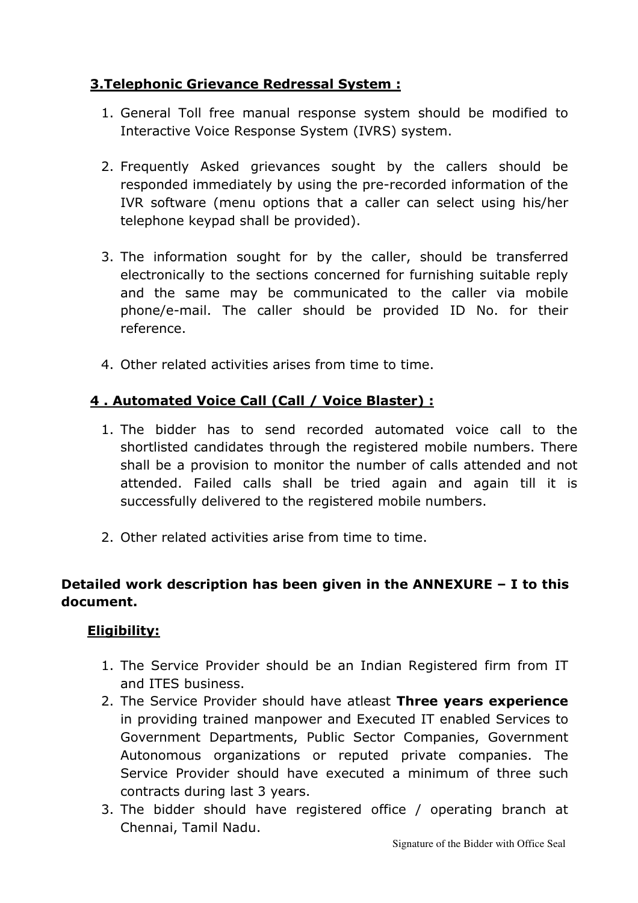### **<u>3.Telephonic Grievance Redressal System :</u>**

1. General Toll free manual response system should be modified to Interactive Voice Response System (IVRS) system.

2. Frequently Asked grievances sought by the callers should be responded immediately by using the pre-recorded information of the IVR software (menu options that a caller can select using his/her telephone keypad shall be provided).

3. The information sought for by the caller, should be transferred electronically to the sections concerned for furnishing suitable reply and the same may be communicated to the caller via mobile phone/e-mail. The caller should be provided ID No. for their reference.

4. Other related activities arises from time to time.

### **<u>4 . Automated Voice Call (Call / Voice Blaster) :</u>**

1. The bidder has to send recorded automated voice call to the shortlisted candidates through the registered mobile numbers. There shall be a provision to monitor the number of calls attended and not attended. Failed calls shall be tried again and again till it is successfully delivered to the registered mobile numbers.

2. Other related activities arise from time to time.

**Detailed work description has been given in the ANNEXURE – I to this document.**

### **<u>Eligibility:</u>**

1. The Service Provider should be an Indian Registered firm from IT and ITES business.
2. The Service Provider should have atleast **Three years experience** in providing trained manpower and Executed IT enabled Services to Government Departments, Public Sector Companies, Government Autonomous organizations or reputed private companies. The Service Provider should have executed a minimum of three such contracts during last 3 years.
3. The bidder should have registered office / operating branch at Chennai, Tamil Nadu.

Signature of the Bidder with Office Seal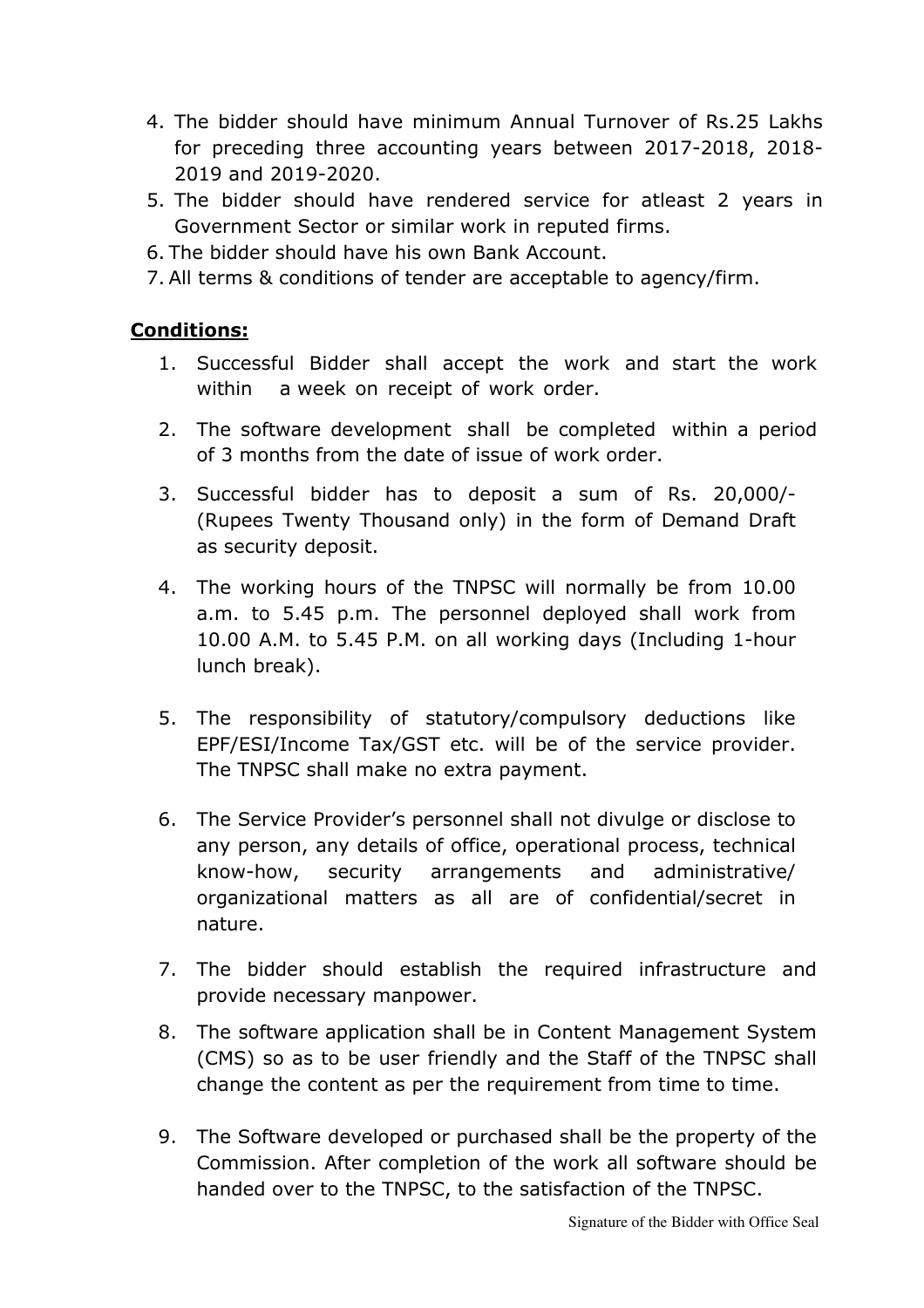4. The bidder should have minimum Annual Turnover of Rs.25 Lakhs for preceding three accounting years between 2017-2018, 2018-2019 and 2019-2020.
5. The bidder should have rendered service for atleast 2 years in Government Sector or similar work in reputed firms.
6. The bidder should have his own Bank Account.
7. All terms & conditions of tender are acceptable to agency/firm.

**Conditions:**

1. Successful Bidder shall accept the work and start the work within a week on receipt of work order.
2. The software development shall be completed within a period of 3 months from the date of issue of work order.
3. Successful bidder has to deposit a sum of Rs. 20,000/- (Rupees Twenty Thousand only) in the form of Demand Draft as security deposit.
4. The working hours of the TNPSC will normally be from 10.00 a.m. to 5.45 p.m. The personnel deployed shall work from 10.00 A.M. to 5.45 P.M. on all working days (Including 1-hour lunch break).
5. The responsibility of statutory/compulsory deductions like EPF/ESI/Income Tax/GST etc. will be of the service provider. The TNPSC shall make no extra payment.
6. The Service Provider's personnel shall not divulge or disclose to any person, any details of office, operational process, technical know-how, security arrangements and administrative/ organizational matters as all are of confidential/secret in nature.
7. The bidder should establish the required infrastructure and provide necessary manpower.
8. The software application shall be in Content Management System (CMS) so as to be user friendly and the Staff of the TNPSC shall change the content as per the requirement from time to time.
9. The Software developed or purchased shall be the property of the Commission. After completion of the work all software should be handed over to the TNPSC, to the satisfaction of the TNPSC.

Signature of the Bidder with Office Seal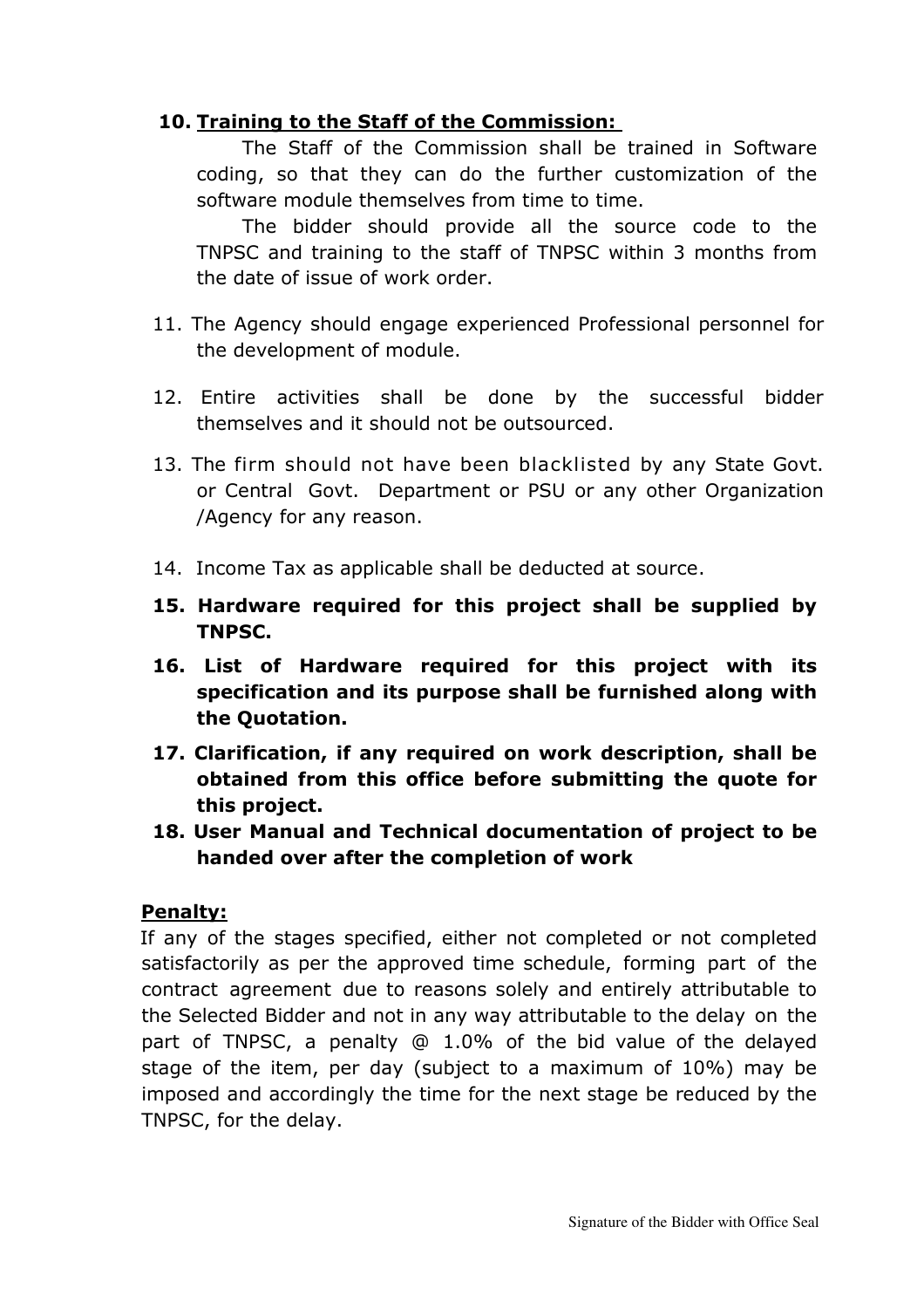10. **<u>Training to the Staff of the Commission:</u>**

    The Staff of the Commission shall be trained in Software coding, so that they can do the further customization of the software module themselves from time to time.

    The bidder should provide all the source code to the TNPSC and training to the staff of TNPSC within 3 months from the date of issue of work order.

11. The Agency should engage experienced Professional personnel for the development of module.

12. Entire activities shall be done by the successful bidder themselves and it should not be outsourced.

13. The firm should not have been blacklisted by any State Govt. or Central Govt. Department or PSU or any other Organization /Agency for any reason.

14. Income Tax as applicable shall be deducted at source.

15. **Hardware required for this project shall be supplied by TNPSC.**

16. **List of Hardware required for this project with its specification and its purpose shall be furnished along with the Quotation.**

17. **Clarification, if any required on work description, shall be obtained from this office before submitting the quote for this project.**

18. **User Manual and Technical documentation of project to be handed over after the completion of work**

**<u>Penalty:</u>**

If any of the stages specified, either not completed or not completed satisfactorily as per the approved time schedule, forming part of the contract agreement due to reasons solely and entirely attributable to the Selected Bidder and not in any way attributable to the delay on the part of TNPSC, a penalty @ 1.0% of the bid value of the delayed stage of the item, per day (subject to a maximum of 10%) may be imposed and accordingly the time for the next stage be reduced by the TNPSC, for the delay.

Signature of the Bidder with Office Seal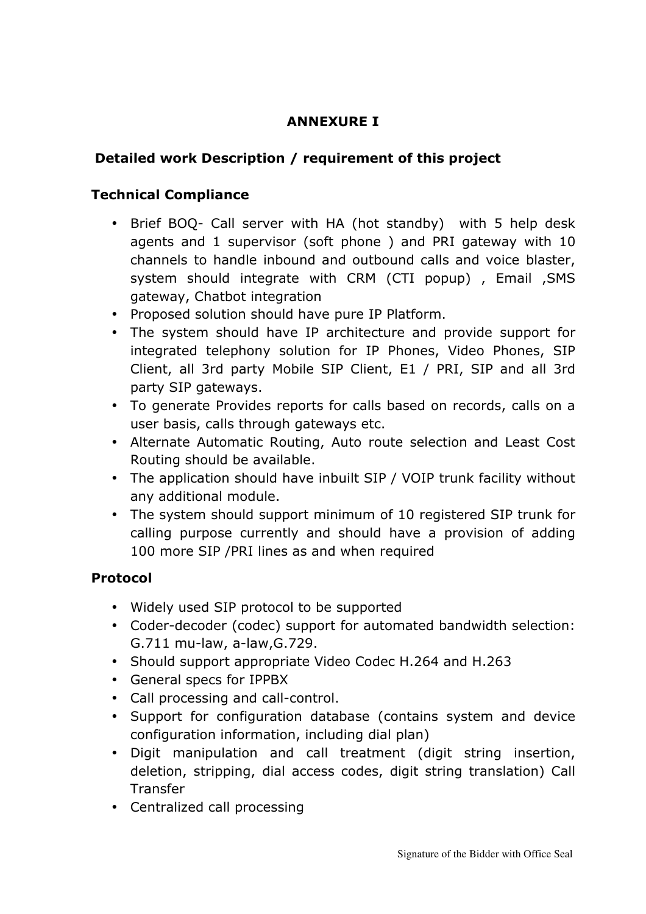## ANNEXURE I

### Detailed work Description / requirement of this project

### Technical Compliance

- Brief BOQ- Call server with HA (hot standby) with 5 help desk agents and 1 supervisor (soft phone ) and PRI gateway with 10 channels to handle inbound and outbound calls and voice blaster, system should integrate with CRM (CTI popup) , Email ,SMS gateway, Chatbot integration
- Proposed solution should have pure IP Platform.
- The system should have IP architecture and provide support for integrated telephony solution for IP Phones, Video Phones, SIP Client, all 3rd party Mobile SIP Client, E1 / PRI, SIP and all 3rd party SIP gateways.
- To generate Provides reports for calls based on records, calls on a user basis, calls through gateways etc.
- Alternate Automatic Routing, Auto route selection and Least Cost Routing should be available.
- The application should have inbuilt SIP / VOIP trunk facility without any additional module.
- The system should support minimum of 10 registered SIP trunk for calling purpose currently and should have a provision of adding 100 more SIP /PRI lines as and when required

### Protocol

- Widely used SIP protocol to be supported
- Coder-decoder (codec) support for automated bandwidth selection: G.711 mu-law, a-law,G.729.
- Should support appropriate Video Codec H.264 and H.263
- General specs for IPPBX
- Call processing and call-control.
- Support for configuration database (contains system and device configuration information, including dial plan)
- Digit manipulation and call treatment (digit string insertion, deletion, stripping, dial access codes, digit string translation) Call Transfer
- Centralized call processing

Signature of the Bidder with Office Seal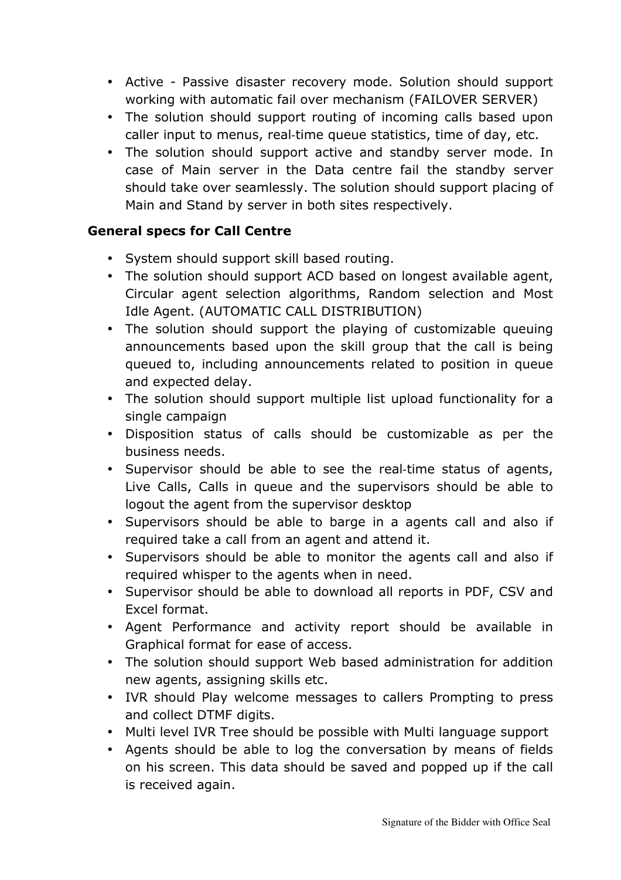- Active - Passive disaster recovery mode. Solution should support working with automatic fail over mechanism (FAILOVER SERVER)
- The solution should support routing of incoming calls based upon caller input to menus, real-time queue statistics, time of day, etc.
- The solution should support active and standby server mode. In case of Main server in the Data centre fail the standby server should take over seamlessly. The solution should support placing of Main and Stand by server in both sites respectively.

**General specs for Call Centre**

- System should support skill based routing.
- The solution should support ACD based on longest available agent, Circular agent selection algorithms, Random selection and Most Idle Agent. (AUTOMATIC CALL DISTRIBUTION)
- The solution should support the playing of customizable queuing announcements based upon the skill group that the call is being queued to, including announcements related to position in queue and expected delay.
- The solution should support multiple list upload functionality for a single campaign
- Disposition status of calls should be customizable as per the business needs.
- Supervisor should be able to see the real-time status of agents, Live Calls, Calls in queue and the supervisors should be able to logout the agent from the supervisor desktop
- Supervisors should be able to barge in a agents call and also if required take a call from an agent and attend it.
- Supervisors should be able to monitor the agents call and also if required whisper to the agents when in need.
- Supervisor should be able to download all reports in PDF, CSV and Excel format.
- Agent Performance and activity report should be available in Graphical format for ease of access.
- The solution should support Web based administration for addition new agents, assigning skills etc.
- IVR should Play welcome messages to callers Prompting to press and collect DTMF digits.
- Multi level IVR Tree should be possible with Multi language support
- Agents should be able to log the conversation by means of fields on his screen. This data should be saved and popped up if the call is received again.

Signature of the Bidder with Office Seal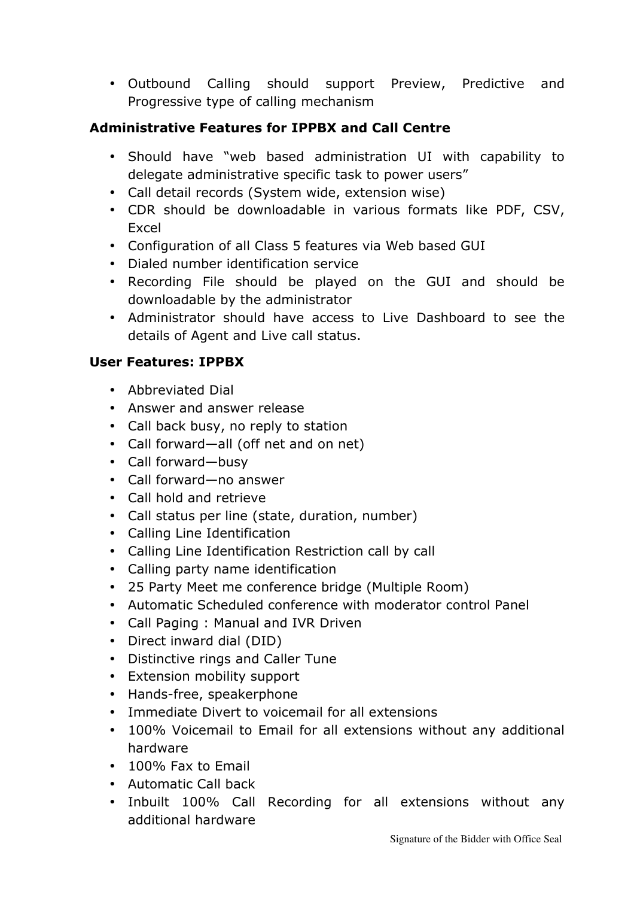- Outbound Calling should support Preview, Predictive and Progressive type of calling mechanism

**Administrative Features for IPPBX and Call Centre**

- Should have "web based administration UI with capability to delegate administrative specific task to power users"
- Call detail records (System wide, extension wise)
- CDR should be downloadable in various formats like PDF, CSV, Excel
- Configuration of all Class 5 features via Web based GUI
- Dialed number identification service
- Recording File should be played on the GUI and should be downloadable by the administrator
- Administrator should have access to Live Dashboard to see the details of Agent and Live call status.

**User Features: IPPBX**

- Abbreviated Dial
- Answer and answer release
- Call back busy, no reply to station
- Call forward—all (off net and on net)
- Call forward—busy
- Call forward—no answer
- Call hold and retrieve
- Call status per line (state, duration, number)
- Calling Line Identification
- Calling Line Identification Restriction call by call
- Calling party name identification
- 25 Party Meet me conference bridge (Multiple Room)
- Automatic Scheduled conference with moderator control Panel
- Call Paging : Manual and IVR Driven
- Direct inward dial (DID)
- Distinctive rings and Caller Tune
- Extension mobility support
- Hands-free, speakerphone
- Immediate Divert to voicemail for all extensions
- 100% Voicemail to Email for all extensions without any additional hardware
- 100% Fax to Email
- Automatic Call back
- Inbuilt 100% Call Recording for all extensions without any additional hardware

Signature of the Bidder with Office Seal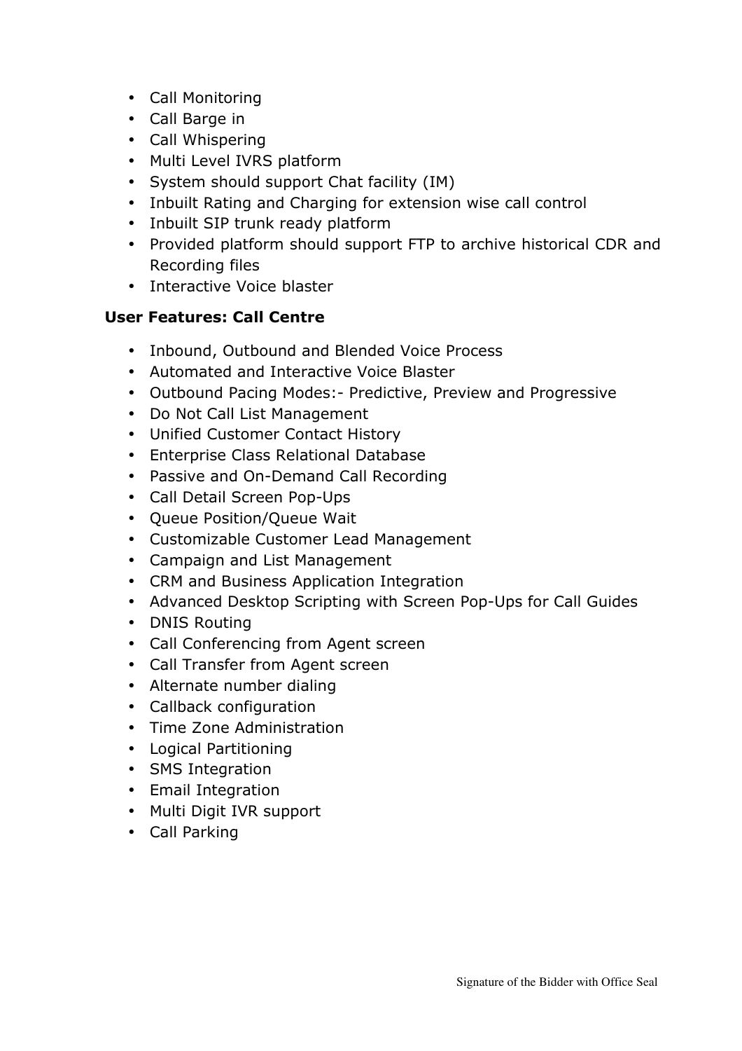- Call Monitoring
- Call Barge in
- Call Whispering
- Multi Level IVRS platform
- System should support Chat facility (IM)
- Inbuilt Rating and Charging for extension wise call control
- Inbuilt SIP trunk ready platform
- Provided platform should support FTP to archive historical CDR and Recording files
- Interactive Voice blaster

**User Features: Call Centre**

- Inbound, Outbound and Blended Voice Process
- Automated and Interactive Voice Blaster
- Outbound Pacing Modes:- Predictive, Preview and Progressive
- Do Not Call List Management
- Unified Customer Contact History
- Enterprise Class Relational Database
- Passive and On-Demand Call Recording
- Call Detail Screen Pop-Ups
- Queue Position/Queue Wait
- Customizable Customer Lead Management
- Campaign and List Management
- CRM and Business Application Integration
- Advanced Desktop Scripting with Screen Pop-Ups for Call Guides
- DNIS Routing
- Call Conferencing from Agent screen
- Call Transfer from Agent screen
- Alternate number dialing
- Callback configuration
- Time Zone Administration
- Logical Partitioning
- SMS Integration
- Email Integration
- Multi Digit IVR support
- Call Parking

Signature of the Bidder with Office Seal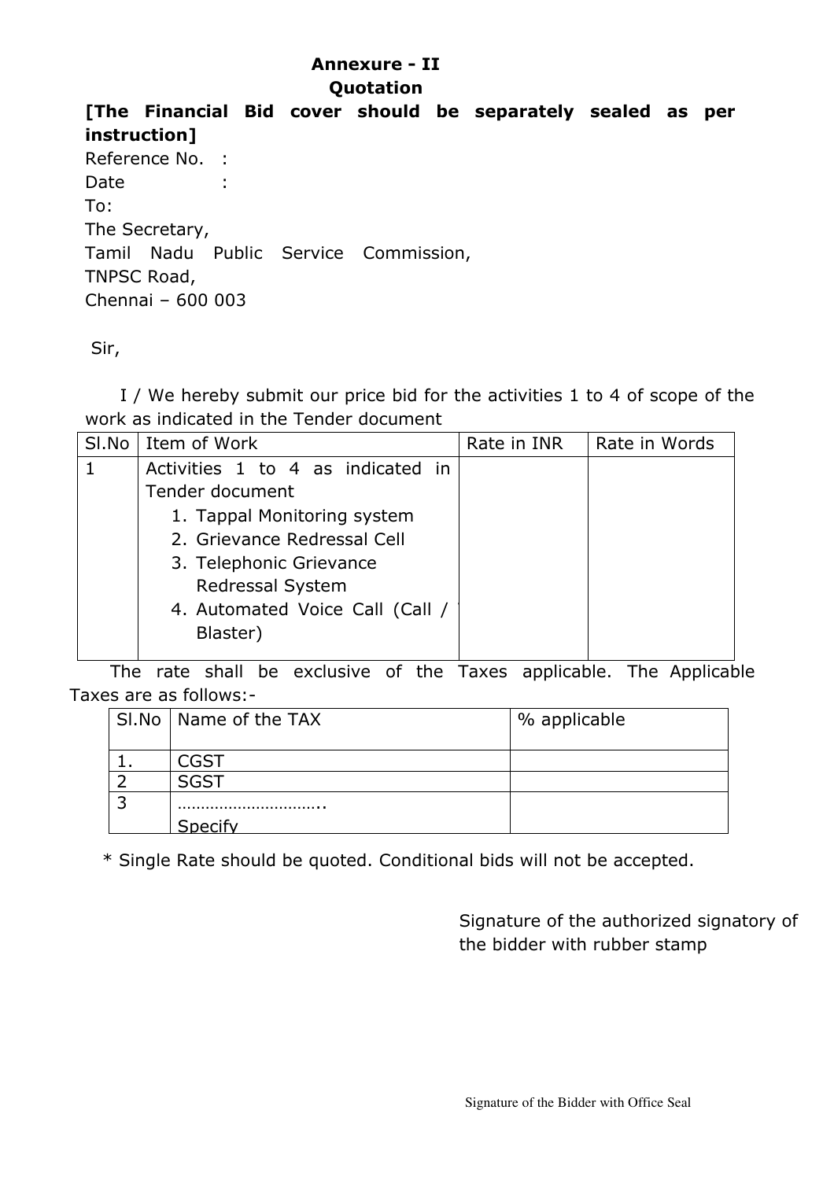# Annexure - II
## Quotation

**[The Financial Bid cover should be separately sealed as per instruction]**

Reference No. :
Date :
To:
The Secretary,
Tamil Nadu Public Service Commission,
TNPSC Road,
Chennai – 600 003

Sir,

I / We hereby submit our price bid for the activities 1 to 4 of scope of the work as indicated in the Tender document

| Sl.No | Item of Work | Rate in INR | Rate in Words |
|---|---|---|---|
| 1 | Activities 1 to 4 as indicated in Tender document<br>1. Tappal Monitoring system<br>2. Grievance Redressal Cell<br>3. Telephonic Grievance Redressal System<br>4. Automated Voice Call (Call / Blaster) | | |

The rate shall be exclusive of the Taxes applicable. The Applicable Taxes are as follows:-

| Sl.No | Name of the TAX | % applicable |
|---|---|---|
| 1. | CGST | |
| 2 | SGST | |
| 3 | ………………………..<br>Specify | |

* Single Rate should be quoted. Conditional bids will not be accepted.

Signature of the authorized signatory of the bidder with rubber stamp

Signature of the Bidder with Office Seal